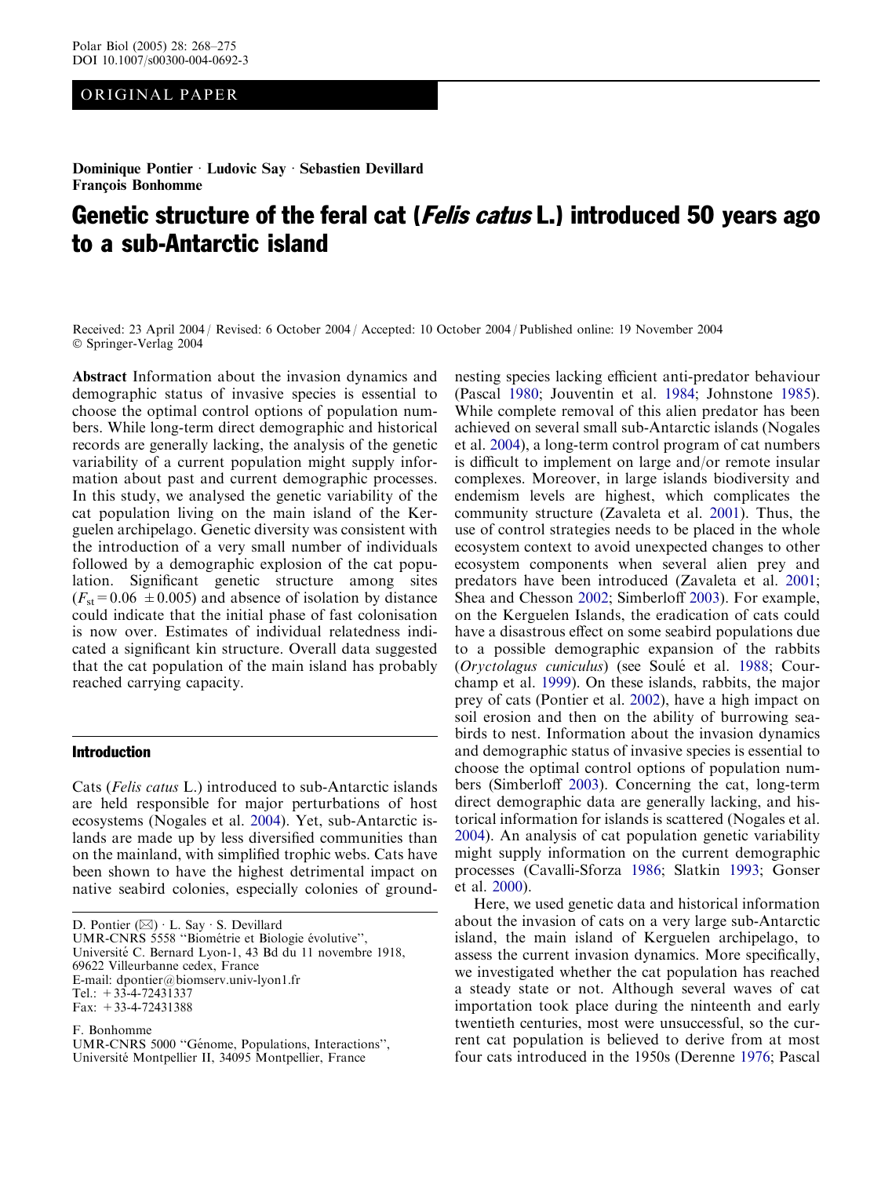ORIGINAL PAPER

**Dominique Pontier · Ludovic Say · Sebastien Devillard**
**François Bonhomme**

# Genetic structure of the feral cat (*Felis catus* L.) introduced 50 years ago to a sub-Antarctic island

Received: 23 April 2004 / Revised: 6 October 2004 / Accepted: 10 October 2004 / Published online: 19 November 2004
© Springer-Verlag 2004

**Abstract** Information about the invasion dynamics and demographic status of invasive species is essential to choose the optimal control options of population numbers. While long-term direct demographic and historical records are generally lacking, the analysis of the genetic variability of a current population might supply information about past and current demographic processes. In this study, we analysed the genetic variability of the cat population living on the main island of the Kerguelen archipelago. Genetic diversity was consistent with the introduction of a very small number of individuals followed by a demographic explosion of the cat population. Significant genetic structure among sites ($F_{st} = 0.06 \pm 0.005$) and absence of isolation by distance could indicate that the initial phase of fast colonisation is now over. Estimates of individual relatedness indicated a significant kin structure. Overall data suggested that the cat population of the main island has probably reached carrying capacity.

## Introduction

Cats (*Felis catus* L.) introduced to sub-Antarctic islands are held responsible for major perturbations of host ecosystems (Nogales et al. 2004). Yet, sub-Antarctic islands are made up by less diversified communities than on the mainland, with simplified trophic webs. Cats have been shown to have the highest detrimental impact on native seabird colonies, especially colonies of ground-nesting species lacking efficient anti-predator behaviour (Pascal 1980; Jouventin et al. 1984; Johnstone 1985). While complete removal of this alien predator has been achieved on several small sub-Antarctic islands (Nogales et al. 2004), a long-term control program of cat numbers is difficult to implement on large and/or remote insular complexes. Moreover, in large islands biodiversity and endemism levels are highest, which complicates the community structure (Zavaleta et al. 2001). Thus, the use of control strategies needs to be placed in the whole ecosystem context to avoid unexpected changes to other ecosystem components when several alien prey and predators have been introduced (Zavaleta et al. 2001; Shea and Chesson 2002; Simberloff 2003). For example, on the Kerguelen Islands, the eradication of cats could have a disastrous effect on some seabird populations due to a possible demographic expansion of the rabbits (*Oryctolagus cuniculus*) (see Soulé et al. 1988; Courchamp et al. 1999). On these islands, rabbits, the major prey of cats (Pontier et al. 2002), have a high impact on soil erosion and then on the ability of burrowing seabirds to nest. Information about the invasion dynamics and demographic status of invasive species is essential to choose the optimal control options of population numbers (Simberloff 2003). Concerning the cat, long-term direct demographic data are generally lacking, and historical information for islands is scattered (Nogales et al. 2004). An analysis of cat population genetic variability might supply information on the current demographic processes (Cavalli-Sforza 1986; Slatkin 1993; Gonser et al. 2000).

Here, we used genetic data and historical information about the invasion of cats on a very large sub-Antarctic island, the main island of Kerguelen archipelago, to assess the current invasion dynamics. More specifically, we investigated whether the cat population has reached a steady state or not. Although several waves of cat importation took place during the ninteenth and early twentieth centuries, most were unsuccessful, so the current cat population is believed to derive from at most four cats introduced in the 1950s (Derenne 1976; Pascal

D. Pontier (✉) · L. Say · S. Devillard
UMR-CNRS 5558 "Biométrie et Biologie évolutive",
Université C. Bernard Lyon-1, 43 Bd du 11 novembre 1918,
69622 Villeurbanne cedex, France
E-mail: dpontier@biomserv.univ-lyon1.fr
Tel.: +33-4-72431337
Fax: +33-4-72431388

F. Bonhomme
UMR-CNRS 5000 "Génome, Populations, Interactions",
Université Montpellier II, 34095 Montpellier, France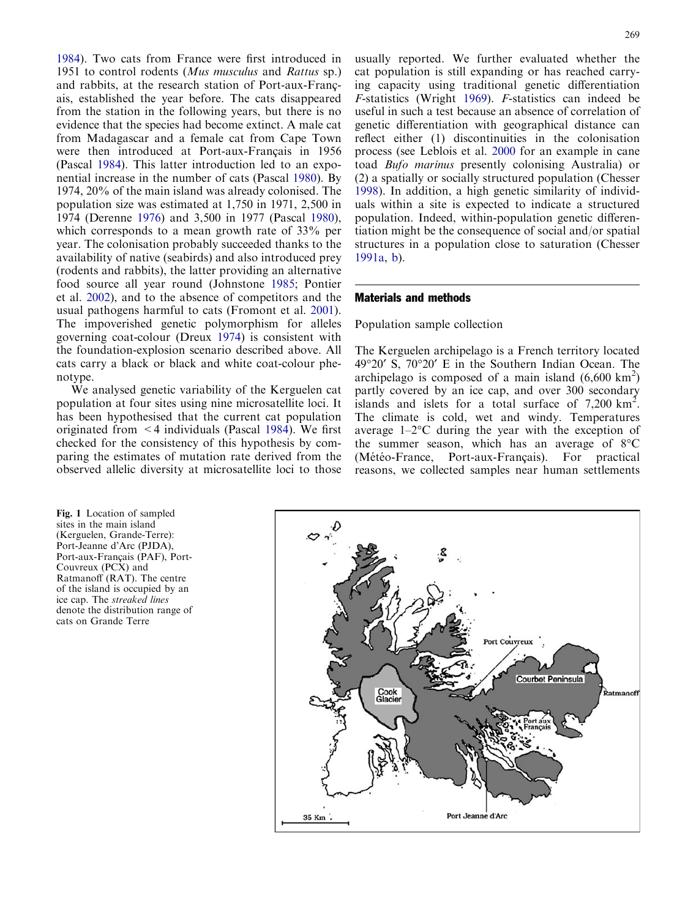1984). Two cats from France were first introduced in 1951 to control rodents (*Mus musculus* and *Rattus* sp.) and rabbits, at the research station of Port-aux-Français, established the year before. The cats disappeared from the station in the following years, but there is no evidence that the species had become extinct. A male cat from Madagascar and a female cat from Cape Town were then introduced at Port-aux-Français in 1956 (Pascal 1984). This latter introduction led to an exponential increase in the number of cats (Pascal 1980). By 1974, 20% of the main island was already colonised. The population size was estimated at 1,750 in 1971, 2,500 in 1974 (Derenne 1976) and 3,500 in 1977 (Pascal 1980), which corresponds to a mean growth rate of 33% per year. The colonisation probably succeeded thanks to the availability of native (seabirds) and also introduced prey (rodents and rabbits), the latter providing an alternative food source all year round (Johnstone 1985; Pontier et al. 2002), and to the absence of competitors and the usual pathogens harmful to cats (Fromont et al. 2001). The impoverished genetic polymorphism for alleles governing coat-colour (Dreux 1974) is consistent with the foundation-explosion scenario described above. All cats carry a black or black and white coat-colour phenotype.

We analysed genetic variability of the Kerguelen cat population at four sites using nine microsatellite loci. It has been hypothesised that the current cat population originated from <4 individuals (Pascal 1984). We first checked for the consistency of this hypothesis by comparing the estimates of mutation rate derived from the observed allelic diversity at microsatellite loci to those usually reported. We further evaluated whether the cat population is still expanding or has reached carrying capacity using traditional genetic differentiation *F*-statistics (Wright 1969). *F*-statistics can indeed be useful in such a test because an absence of correlation of genetic differentiation with geographical distance can reflect either (1) discontinuities in the colonisation process (see Leblois et al. 2000 for an example in cane toad *Bufo marinus* presently colonising Australia) or (2) a spatially or socially structured population (Chesser 1998). In addition, a high genetic similarity of individuals within a site is expected to indicate a structured population. Indeed, within-population genetic differentiation might be the consequence of social and/or spatial structures in a population close to saturation (Chesser 1991a, b).

## Materials and methods

### Population sample collection

The Kerguelen archipelago is a French territory located 49°20′ S, 70°20′ E in the Southern Indian Ocean. The archipelago is composed of a main island (6,600 km$^2$) partly covered by an ice cap, and over 300 secondary islands and islets for a total surface of 7,200 km$^2$. The climate is cold, wet and windy. Temperatures average 1–2°C during the year with the exception of the summer season, which has an average of 8°C (Météo-France, Port-aux-Français). For practical reasons, we collected samples near human settlements

**Fig. 1** Location of sampled sites in the main island (Kerguelen, Grande-Terre): Port-Jeanne d'Arc (PJDA), Port-aux-Français (PAF), Port-Couvreux (PCX) and Ratmanoff (RAT). The centre of the island is occupied by an ice cap. The *streaked lines* denote the distribution range of cats on Grande Terre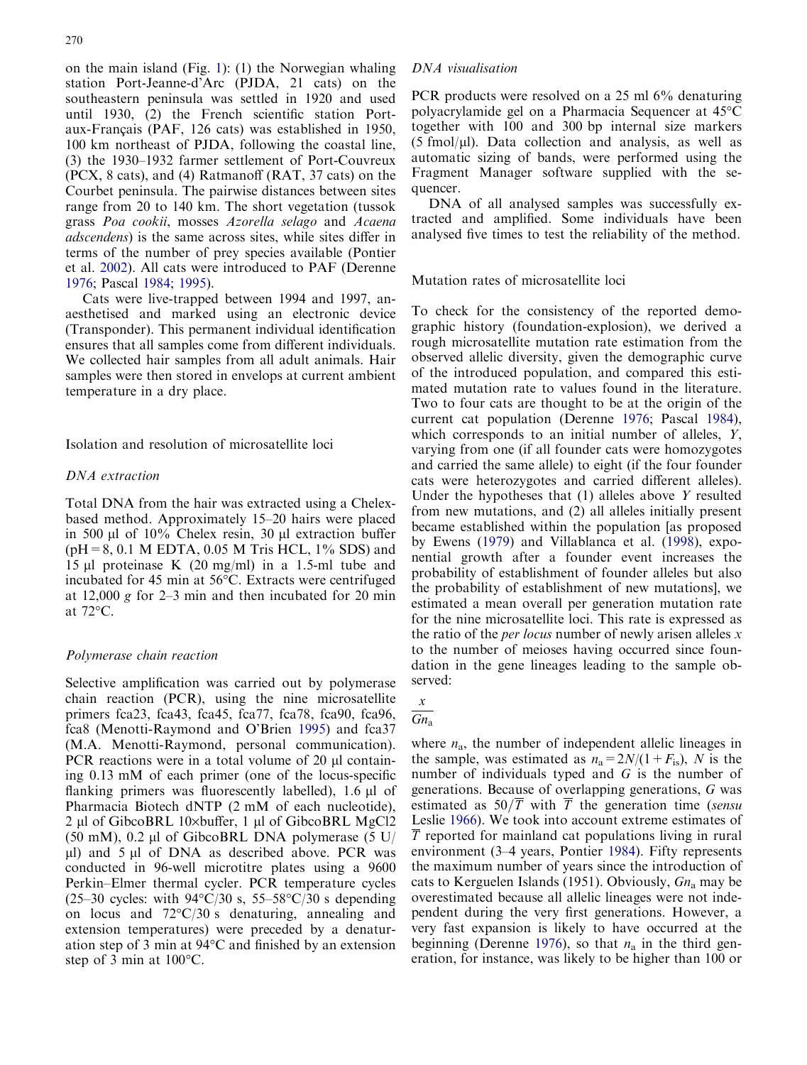on the main island (Fig. 1): (1) the Norwegian whaling station Port-Jeanne-d'Arc (PJDA, 21 cats) on the southeastern peninsula was settled in 1920 and used until 1930, (2) the French scientific station Port-aux-Français (PAF, 126 cats) was established in 1950, 100 km northeast of PJDA, following the coastal line, (3) the 1930–1932 farmer settlement of Port-Couvreux (PCX, 8 cats), and (4) Ratmanoff (RAT, 37 cats) on the Courbet peninsula. The pairwise distances between sites range from 20 to 140 km. The short vegetation (tussok grass *Poa cookii*, mosses *Azorella selago* and *Acaena adscendens*) is the same across sites, while sites differ in terms of the number of prey species available (Pontier et al. 2002). All cats were introduced to PAF (Derenne 1976; Pascal 1984; 1995).

Cats were live-trapped between 1994 and 1997, anaesthetised and marked using an electronic device (Transponder). This permanent individual identification ensures that all samples come from different individuals. We collected hair samples from all adult animals. Hair samples were then stored in envelops at current ambient temperature in a dry place.

## Isolation and resolution of microsatellite loci

### DNA extraction

Total DNA from the hair was extracted using a Chelex-based method. Approximately 15–20 hairs were placed in 500 µl of 10% Chelex resin, 30 µl extraction buffer (pH = 8, 0.1 M EDTA, 0.05 M Tris HCL, 1% SDS) and 15 µl proteinase K (20 mg/ml) in a 1.5-ml tube and incubated for 45 min at 56°C. Extracts were centrifuged at 12,000 *g* for 2–3 min and then incubated for 20 min at 72°C.

### Polymerase chain reaction

Selective amplification was carried out by polymerase chain reaction (PCR), using the nine microsatellite primers fca23, fca43, fca45, fca77, fca78, fca90, fca96, fca8 (Menotti-Raymond and O'Brien 1995) and fca37 (M.A. Menotti-Raymond, personal communication). PCR reactions were in a total volume of 20 µl containing 0.13 mM of each primer (one of the locus-specific flanking primers was fluorescently labelled), 1.6 µl of Pharmacia Biotech dNTP (2 mM of each nucleotide), 2 µl of GibcoBRL 10×buffer, 1 µl of GibcoBRL MgCl2 (50 mM), 0.2 µl of GibcoBRL DNA polymerase (5 U/µl) and 5 µl of DNA as described above. PCR was conducted in 96-well microtitre plates using a 9600 Perkin–Elmer thermal cycler. PCR temperature cycles (25–30 cycles: with 94°C/30 s, 55–58°C/30 s depending on locus and 72°C/30 s denaturing, annealing and extension temperatures) were preceded by a denaturation step of 3 min at 94°C and finished by an extension step of 3 min at 100°C.

### DNA visualisation

PCR products were resolved on a 25 ml 6% denaturing polyacrylamide gel on a Pharmacia Sequencer at 45°C together with 100 and 300 bp internal size markers (5 fmol/µl). Data collection and analysis, as well as automatic sizing of bands, were performed using the Fragment Manager software supplied with the sequencer.

DNA of all analysed samples was successfully extracted and amplified. Some individuals have been analysed five times to test the reliability of the method.

## Mutation rates of microsatellite loci

To check for the consistency of the reported demographic history (foundation-explosion), we derived a rough microsatellite mutation rate estimation from the observed allelic diversity, given the demographic curve of the introduced population, and compared this estimated mutation rate to values found in the literature. Two to four cats are thought to be at the origin of the current cat population (Derenne 1976; Pascal 1984), which corresponds to an initial number of alleles, *Y*, varying from one (if all founder cats were homozygotes and carried the same allele) to eight (if the four founder cats were heterozygotes and carried different alleles). Under the hypotheses that (1) alleles above *Y* resulted from new mutations, and (2) all alleles initially present became established within the population [as proposed by Ewens (1979) and Villablanca et al. (1998), exponential growth after a founder event increases the probability of establishment of founder alleles but also the probability of establishment of new mutations], we estimated a mean overall per generation mutation rate for the nine microsatellite loci. This rate is expressed as the ratio of the *per locus* number of newly arisen alleles *x* to the number of meioses having occurred since foundation in the gene lineages leading to the sample observed:

$$\frac{x}{Gn_a}$$

where $n_a$, the number of independent allelic lineages in the sample, was estimated as $n_a = 2N/(1+F_{is})$, $N$ is the number of individuals typed and $G$ is the number of generations. Because of overlapping generations, $G$ was estimated as $50/\overline{T}$ with $\overline{T}$ the generation time (*sensu* Leslie 1966). We took into account extreme estimates of $\overline{T}$ reported for mainland cat populations living in rural environment (3–4 years, Pontier 1984). Fifty represents the maximum number of years since the introduction of cats to Kerguelen Islands (1951). Obviously, $Gn_a$ may be overestimated because all allelic lineages were not independent during the very first generations. However, a very fast expansion is likely to have occurred at the beginning (Derenne 1976), so that $n_a$ in the third generation, for instance, was likely to be higher than 100 or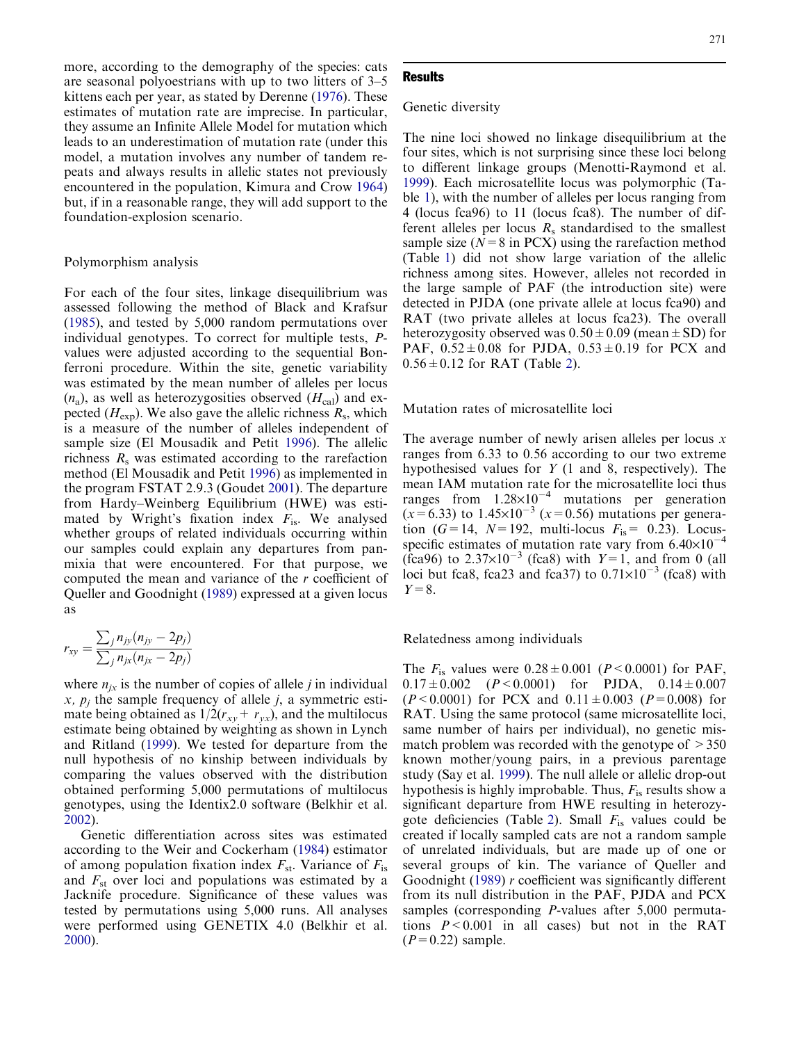more, according to the demography of the species: cats are seasonal polyoestrians with up to two litters of 3–5 kittens each per year, as stated by Derenne (1976). These estimates of mutation rate are imprecise. In particular, they assume an Infinite Allele Model for mutation which leads to an underestimation of mutation rate (under this model, a mutation involves any number of tandem repeats and always results in allelic states not previously encountered in the population, Kimura and Crow 1964) but, if in a reasonable range, they will add support to the foundation-explosion scenario.

### Polymorphism analysis

For each of the four sites, linkage disequilibrium was assessed following the method of Black and Krafsur (1985), and tested by 5,000 random permutations over individual genotypes. To correct for multiple tests, *P*-values were adjusted according to the sequential Bonferroni procedure. Within the site, genetic variability was estimated by the mean number of alleles per locus ($n_a$), as well as heterozygosities observed ($H_{cal}$) and expected ($H_{exp}$). We also gave the allelic richness $R_s$, which is a measure of the number of alleles independent of sample size (El Mousadik and Petit 1996). The allelic richness $R_s$ was estimated according to the rarefaction method (El Mousadik and Petit 1996) as implemented in the program FSTAT 2.9.3 (Goudet 2001). The departure from Hardy–Weinberg Equilibrium (HWE) was estimated by Wright's fixation index $F_{is}$. We analysed whether groups of related individuals occurring within our samples could explain any departures from panmixia that were encountered. For that purpose, we computed the mean and variance of the *r* coefficient of Queller and Goodnight (1989) expressed at a given locus as

$$r_{xy} = \frac{\sum_j n_{jy}(n_{jy} - 2p_j)}{\sum_j n_{jx}(n_{jx} - 2p_j)}$$

where $n_{jx}$ is the number of copies of allele *j* in individual *x*, $p_j$ the sample frequency of allele *j*, a symmetric estimate being obtained as $1/2(r_{xy} + r_{yx})$, and the multilocus estimate being obtained by weighting as shown in Lynch and Ritland (1999). We tested for departure from the null hypothesis of no kinship between individuals by comparing the values observed with the distribution obtained performing 5,000 permutations of multilocus genotypes, using the Identix2.0 software (Belkhir et al. 2002).

Genetic differentiation across sites was estimated according to the Weir and Cockerham (1984) estimator of among population fixation index $F_{st}$. Variance of $F_{is}$ and $F_{st}$ over loci and populations was estimated by a Jacknife procedure. Significance of these values was tested by permutations using 5,000 runs. All analyses were performed using GENETIX 4.0 (Belkhir et al. 2000).

## Results

### Genetic diversity

The nine loci showed no linkage disequilibrium at the four sites, which is not surprising since these loci belong to different linkage groups (Menotti-Raymond et al. 1999). Each microsatellite locus was polymorphic (Table 1), with the number of alleles per locus ranging from 4 (locus fca96) to 11 (locus fca8). The number of different alleles per locus $R_s$ standardised to the smallest sample size ($N=8$ in PCX) using the rarefaction method (Table 1) did not show large variation of the allelic richness among sites. However, alleles not recorded in the large sample of PAF (the introduction site) were detected in PJDA (one private allele at locus fca90) and RAT (two private alleles at locus fca23). The overall heterozygosity observed was $0.50 \pm 0.09$ (mean ± SD) for PAF, $0.52 \pm 0.08$ for PJDA, $0.53 \pm 0.19$ for PCX and $0.56 \pm 0.12$ for RAT (Table 2).

### Mutation rates of microsatellite loci

The average number of newly arisen alleles per locus *x* ranges from 6.33 to 0.56 according to our two extreme hypothesised values for *Y* (1 and 8, respectively). The mean IAM mutation rate for the microsatellite loci thus ranges from $1.28 \times 10^{-4}$ mutations per generation ($x=6.33$) to $1.45 \times 10^{-3}$ ($x=0.56$) mutations per generation ($G=14$, $N=192$, multi-locus $F_{is}=0.23$). Locus-specific estimates of mutation rate vary from $6.40 \times 10^{-4}$ (fca96) to $2.37 \times 10^{-3}$ (fca8) with $Y=1$, and from 0 (all loci but fca8, fca23 and fca37) to $0.71 \times 10^{-3}$ (fca8) with $Y=8$.

### Relatedness among individuals

The $F_{is}$ values were $0.28 \pm 0.001$ ($P < 0.0001$) for PAF, $0.17 \pm 0.002$ ($P < 0.0001$) for PJDA, $0.14 \pm 0.007$ ($P < 0.0001$) for PCX and $0.11 \pm 0.003$ ($P = 0.008$) for RAT. Using the same protocol (same microsatellite loci, same number of hairs per individual), no genetic mismatch problem was recorded with the genotype of >350 known mother/young pairs, in a previous parentage study (Say et al. 1999). The null allele or allelic drop-out hypothesis is highly improbable. Thus, $F_{is}$ results show a significant departure from HWE resulting in heterozygote deficiencies (Table 2). Small $F_{is}$ values could be created if locally sampled cats are not a random sample of unrelated individuals, but are made up of one or several groups of kin. The variance of Queller and Goodnight (1989) *r* coefficient was significantly different from its null distribution in the PAF, PJDA and PCX samples (corresponding *P*-values after 5,000 permutations $P < 0.001$ in all cases) but not in the RAT ($P = 0.22$) sample.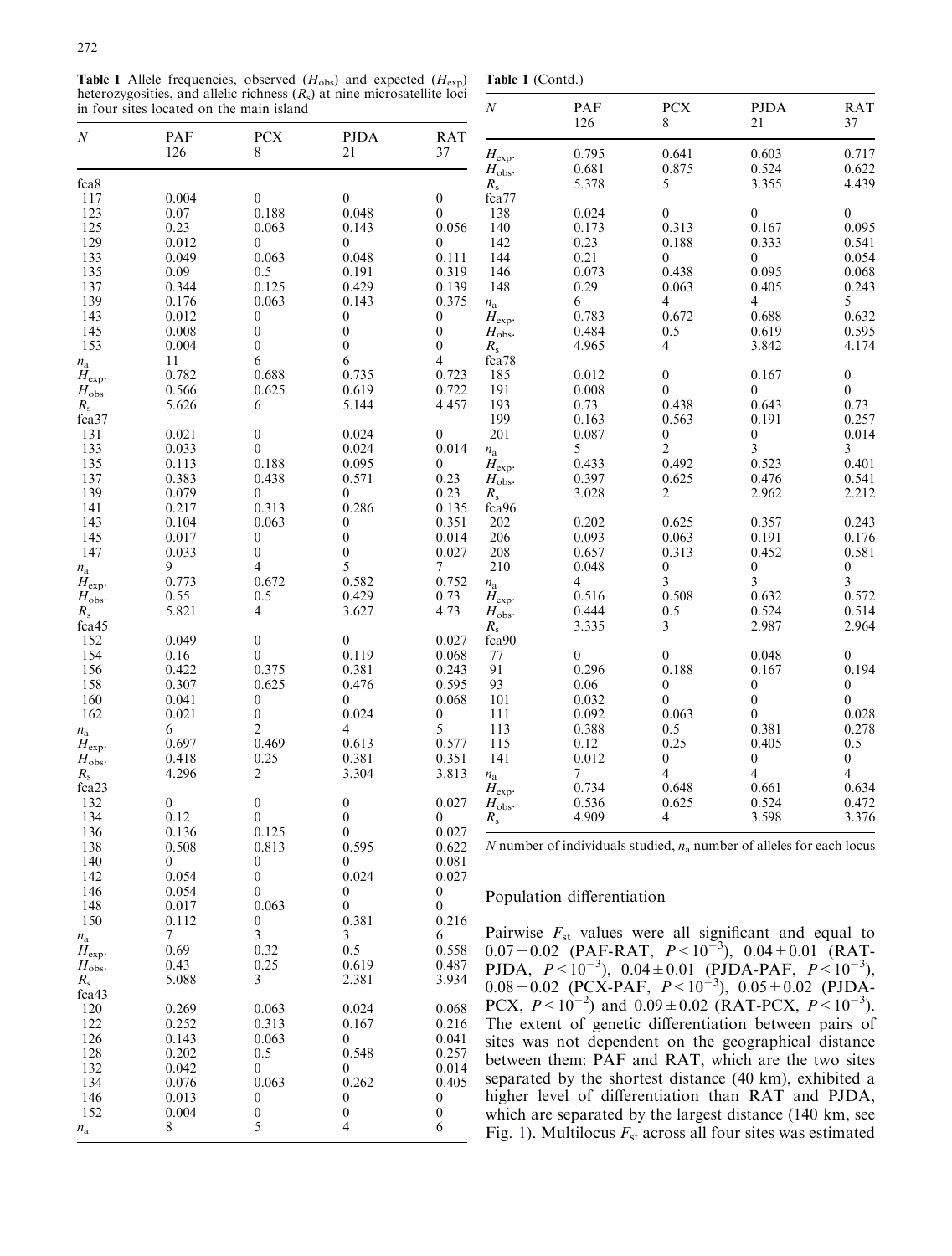**Table 1** Allele frequencies, observed ($H_{obs}$) and expected ($H_{exp}$) heterozygosities, and allelic richness ($R_s$) at nine microsatellite loci in four sites located on the main island

| $N$ | PAF 126 | PCX 8 | PJDA 21 | RAT 37 |
|---|---|---|---|---|
| fca8 | | | | |
| 117 | 0.004 | 0 | 0 | 0 |
| 123 | 0.07 | 0.188 | 0.048 | 0 |
| 125 | 0.23 | 0.063 | 0.143 | 0.056 |
| 129 | 0.012 | 0 | 0 | 0 |
| 133 | 0.049 | 0.063 | 0.048 | 0.111 |
| 135 | 0.09 | 0.5 | 0.191 | 0.319 |
| 137 | 0.344 | 0.125 | 0.429 | 0.139 |
| 139 | 0.176 | 0.063 | 0.143 | 0.375 |
| 143 | 0.012 | 0 | 0 | 0 |
| 145 | 0.008 | 0 | 0 | 0 |
| 153 | 0.004 | 0 | 0 | 0 |
| $n_a$ | 11 | 6 | 6 | 4 |
| $H_{exp}$. | 0.782 | 0.688 | 0.735 | 0.723 |
| $H_{obs}$. | 0.566 | 0.625 | 0.619 | 0.722 |
| $R_s$ | 5.626 | 6 | 5.144 | 4.457 |
| fca37 | | | | |
| 131 | 0.021 | 0 | 0.024 | 0 |
| 133 | 0.033 | 0 | 0.024 | 0.014 |
| 135 | 0.113 | 0.188 | 0.095 | 0 |
| 137 | 0.383 | 0.438 | 0.571 | 0.23 |
| 139 | 0.079 | 0 | 0 | 0.23 |
| 141 | 0.217 | 0.313 | 0.286 | 0.135 |
| 143 | 0.104 | 0.063 | 0 | 0.351 |
| 145 | 0.017 | 0 | 0 | 0.014 |
| 147 | 0.033 | 0 | 0 | 0.027 |
| $n_a$ | 9 | 4 | 5 | 7 |
| $H_{exp}$. | 0.773 | 0.672 | 0.582 | 0.752 |
| $H_{obs}$. | 0.55 | 0.5 | 0.429 | 0.73 |
| $R_s$ | 5.821 | 4 | 3.627 | 4.73 |
| fca45 | | | | |
| 152 | 0.049 | 0 | 0 | 0.027 |
| 154 | 0.16 | 0 | 0.119 | 0.068 |
| 156 | 0.422 | 0.375 | 0.381 | 0.243 |
| 158 | 0.307 | 0.625 | 0.476 | 0.595 |
| 160 | 0.041 | 0 | 0 | 0.068 |
| 162 | 0.021 | 0 | 0.024 | 0 |
| $n_a$ | 6 | 2 | 4 | 5 |
| $H_{exp}$. | 0.697 | 0.469 | 0.613 | 0.577 |
| $H_{obs}$. | 0.418 | 0.25 | 0.381 | 0.351 |
| $R_s$ | 4.296 | 2 | 3.304 | 3.813 |
| fca23 | | | | |
| 132 | 0 | 0 | 0 | 0.027 |
| 134 | 0.12 | 0 | 0 | 0 |
| 136 | 0.136 | 0.125 | 0 | 0.027 |
| 138 | 0.508 | 0.813 | 0.595 | 0.622 |
| 140 | 0 | 0 | 0 | 0.081 |
| 142 | 0.054 | 0 | 0.024 | 0.027 |
| 146 | 0.054 | 0 | 0 | 0 |
| 148 | 0.017 | 0.063 | 0 | 0 |
| 150 | 0.112 | 0 | 0.381 | 0.216 |
| $n_a$ | 7 | 3 | 3 | 6 |
| $H_{exp}$. | 0.69 | 0.32 | 0.5 | 0.558 |
| $H_{obs}$. | 0.43 | 0.25 | 0.619 | 0.487 |
| $R_s$ | 5.088 | 3 | 2.381 | 3.934 |
| fca43 | | | | |
| 120 | 0.269 | 0.063 | 0.024 | 0.068 |
| 122 | 0.252 | 0.313 | 0.167 | 0.216 |
| 126 | 0.143 | 0.063 | 0 | 0.041 |
| 128 | 0.202 | 0.5 | 0.548 | 0.257 |
| 132 | 0.042 | 0 | 0 | 0.014 |
| 134 | 0.076 | 0.063 | 0.262 | 0.405 |
| 146 | 0.013 | 0 | 0 | 0 |
| 152 | 0.004 | 0 | 0 | 0 |
| $n_a$ | 8 | 5 | 4 | 6 |
| $H_{exp}$. | 0.795 | 0.641 | 0.603 | 0.717 |
| $H_{obs}$. | 0.681 | 0.875 | 0.524 | 0.622 |
| $R_s$ | 5.378 | 5 | 3.355 | 4.439 |
| fca77 | | | | |
| 138 | 0.024 | 0 | 0 | 0 |
| 140 | 0.173 | 0.313 | 0.167 | 0.095 |
| 142 | 0.23 | 0.188 | 0.333 | 0.541 |
| 144 | 0.21 | 0 | 0 | 0.054 |
| 146 | 0.073 | 0.438 | 0.095 | 0.068 |
| 148 | 0.29 | 0.063 | 0.405 | 0.243 |
| $n_a$ | 6 | 4 | 4 | 5 |
| $H_{exp}$. | 0.783 | 0.672 | 0.688 | 0.632 |
| $H_{obs}$. | 0.484 | 0.5 | 0.619 | 0.595 |
| $R_s$ | 4.965 | 4 | 3.842 | 4.174 |
| fca78 | | | | |
| 185 | 0.012 | 0 | 0.167 | 0 |
| 191 | 0.008 | 0 | 0 | 0 |
| 193 | 0.73 | 0.438 | 0.643 | 0.73 |
| 199 | 0.163 | 0.563 | 0.191 | 0.257 |
| 201 | 0.087 | 0 | 0 | 0.014 |
| $n_a$ | 5 | 2 | 3 | 3 |
| $H_{exp}$. | 0.433 | 0.492 | 0.523 | 0.401 |
| $H_{obs}$. | 0.397 | 0.625 | 0.476 | 0.541 |
| $R_s$ | 3.028 | 2 | 2.962 | 2.212 |
| fca96 | | | | |
| 202 | 0.202 | 0.625 | 0.357 | 0.243 |
| 206 | 0.093 | 0.063 | 0.191 | 0.176 |
| 208 | 0.657 | 0.313 | 0.452 | 0.581 |
| 210 | 0.048 | 0 | 0 | 0 |
| $n_a$ | 4 | 3 | 3 | 3 |
| $H_{exp}$. | 0.516 | 0.508 | 0.632 | 0.572 |
| $H_{obs}$. | 0.444 | 0.5 | 0.524 | 0.514 |
| $R_s$ | 3.335 | 3 | 2.987 | 2.964 |
| fca90 | | | | |
| 77 | 0 | 0 | 0.048 | 0 |
| 91 | 0.296 | 0.188 | 0.167 | 0.194 |
| 93 | 0.06 | 0 | 0 | 0 |
| 101 | 0.032 | 0 | 0 | 0 |
| 111 | 0.092 | 0.063 | 0 | 0.028 |
| 113 | 0.388 | 0.5 | 0.381 | 0.278 |
| 115 | 0.12 | 0.25 | 0.405 | 0.5 |
| 141 | 0.012 | 0 | 0 | 0 |
| $n_a$ | 7 | 4 | 4 | 4 |
| $H_{exp}$. | 0.734 | 0.648 | 0.661 | 0.634 |
| $H_{obs}$. | 0.536 | 0.625 | 0.524 | 0.472 |
| $R_s$ | 4.909 | 4 | 3.598 | 3.376 |

$N$ number of individuals studied, $n_a$ number of alleles for each locus

## Population differentiation

Pairwise $F_{st}$ values were all significant and equal to $0.07 \pm 0.02$ (PAF-RAT, $P < 10^{-3}$), $0.04 \pm 0.01$ (RAT-PJDA, $P < 10^{-3}$), $0.04 \pm 0.01$ (PJDA-PAF, $P < 10^{-3}$), $0.08 \pm 0.02$ (PCX-PAF, $P < 10^{-3}$), $0.05 \pm 0.02$ (PJDA-PCX, $P < 10^{-2}$) and $0.09 \pm 0.02$ (RAT-PCX, $P < 10^{-3}$). The extent of genetic differentiation between pairs of sites was not dependent on the geographical distance between them: PAF and RAT, which are the two sites separated by the shortest distance (40 km), exhibited a higher level of differentiation than RAT and PJDA, which are separated by the largest distance (140 km, see Fig. 1). Multilocus $F_{st}$ across all four sites was estimated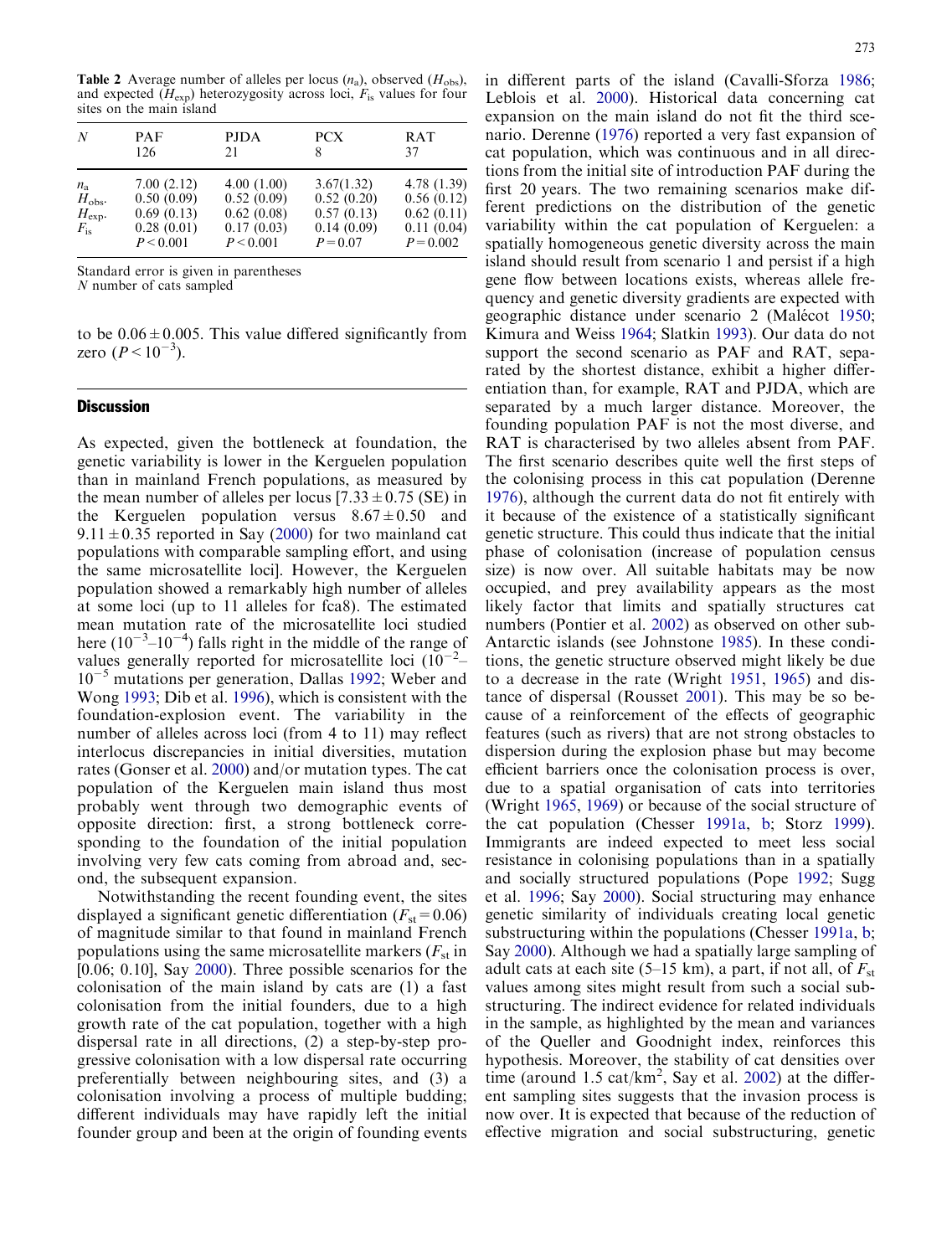**Table 2** Average number of alleles per locus ($n_a$), observed ($H_{obs}$), and expected ($H_{exp}$) heterozygosity across loci, $F_{is}$ values for four sites on the main island

| $N$ | PAF 126 | PJDA 21 | PCX 8 | RAT 37 |
|---|---|---|---|---|
| $n_a$ | 7.00 (2.12) | 4.00 (1.00) | 3.67(1.32) | 4.78 (1.39) |
| $H_{obs.}$ | 0.50 (0.09) | 0.52 (0.09) | 0.52 (0.20) | 0.56 (0.12) |
| $H_{exp.}$ | 0.69 (0.13) | 0.62 (0.08) | 0.57 (0.13) | 0.62 (0.11) |
| $F_{is}$ | 0.28 (0.01) | 0.17 (0.03) | 0.14 (0.09) | 0.11 (0.04) |
| | $P<0.001$ | $P<0.001$ | $P=0.07$ | $P=0.002$ |

Standard error is given in parentheses
$N$ number of cats sampled

to be $0.06 \pm 0.005$. This value differed significantly from zero ($P<10^{-3}$).

## Discussion

As expected, given the bottleneck at foundation, the genetic variability is lower in the Kerguelen population than in mainland French populations, as measured by the mean number of alleles per locus [$7.33 \pm 0.75$ (SE) in the Kerguelen population versus $8.67 \pm 0.50$ and $9.11 \pm 0.35$ reported in Say (2000) for two mainland cat populations with comparable sampling effort, and using the same microsatellite loci]. However, the Kerguelen population showed a remarkably high number of alleles at some loci (up to 11 alleles for fca8). The estimated mean mutation rate of the microsatellite loci studied here ($10^{-3}$–$10^{-4}$) falls right in the middle of the range of values generally reported for microsatellite loci ($10^{-2}$–$10^{-5}$ mutations per generation, Dallas 1992; Weber and Wong 1993; Dib et al. 1996), which is consistent with the foundation-explosion event. The variability in the number of alleles across loci (from 4 to 11) may reflect interlocus discrepancies in initial diversities, mutation rates (Gonser et al. 2000) and/or mutation types. The cat population of the Kerguelen main island thus most probably went through two demographic events of opposite direction: first, a strong bottleneck corresponding to the foundation of the initial population involving very few cats coming from abroad and, second, the subsequent expansion.

Notwithstanding the recent founding event, the sites displayed a significant genetic differentiation ($F_{st}=0.06$) of magnitude similar to that found in mainland French populations using the same microsatellite markers ($F_{st}$ in [0.06; 0.10], Say 2000). Three possible scenarios for the colonisation of the main island by cats are (1) a fast colonisation from the initial founders, due to a high growth rate of the cat population, together with a high dispersal rate in all directions, (2) a step-by-step progressive colonisation with a low dispersal rate occurring preferentially between neighbouring sites, and (3) a colonisation involving a process of multiple budding; different individuals may have rapidly left the initial founder group and been at the origin of founding events in different parts of the island (Cavalli-Sforza 1986; Leblois et al. 2000). Historical data concerning cat expansion on the main island do not fit the third scenario. Derenne (1976) reported a very fast expansion of cat population, which was continuous and in all directions from the initial site of introduction PAF during the first 20 years. The two remaining scenarios make different predictions on the distribution of the genetic variability within the cat population of Kerguelen: a spatially homogeneous genetic diversity across the main island should result from scenario 1 and persist if a high gene flow between locations exists, whereas allele frequency and genetic diversity gradients are expected with geographic distance under scenario 2 (Malécot 1950; Kimura and Weiss 1964; Slatkin 1993). Our data do not support the second scenario as PAF and RAT, separated by the shortest distance, exhibit a higher differentiation than, for example, RAT and PJDA, which are separated by a much larger distance. Moreover, the founding population PAF is not the most diverse, and RAT is characterised by two alleles absent from PAF. The first scenario describes quite well the first steps of the colonising process in this cat population (Derenne 1976), although the current data do not fit entirely with it because of the existence of a statistically significant genetic structure. This could thus indicate that the initial phase of colonisation (increase of population census size) is now over. All suitable habitats may be now occupied, and prey availability appears as the most likely factor that limits and spatially structures cat numbers (Pontier et al. 2002) as observed on other sub-Antarctic islands (see Johnstone 1985). In these conditions, the genetic structure observed might likely be due to a decrease in the rate (Wright 1951, 1965) and distance of dispersal (Rousset 2001). This may be so because of a reinforcement of the effects of geographic features (such as rivers) that are not strong obstacles to dispersion during the explosion phase but may become efficient barriers once the colonisation process is over, due to a spatial organisation of cats into territories (Wright 1965, 1969) or because of the social structure of the cat population (Chesser 1991a, b; Storz 1999). Immigrants are indeed expected to meet less social resistance in colonising populations than in a spatially and socially structured populations (Pope 1992; Sugg et al. 1996; Say 2000). Social structuring may enhance genetic similarity of individuals creating local genetic substructuring within the populations (Chesser 1991a, b; Say 2000). Although we had a spatially large sampling of adult cats at each site (5–15 km), a part, if not all, of $F_{st}$ values among sites might result from such a social substructuring. The indirect evidence for related individuals in the sample, as highlighted by the mean and variances of the Queller and Goodnight index, reinforces this hypothesis. Moreover, the stability of cat densities over time (around 1.5 cat/km$^2$, Say et al. 2002) at the different sampling sites suggests that the invasion process is now over. It is expected that because of the reduction of effective migration and social substructuring, genetic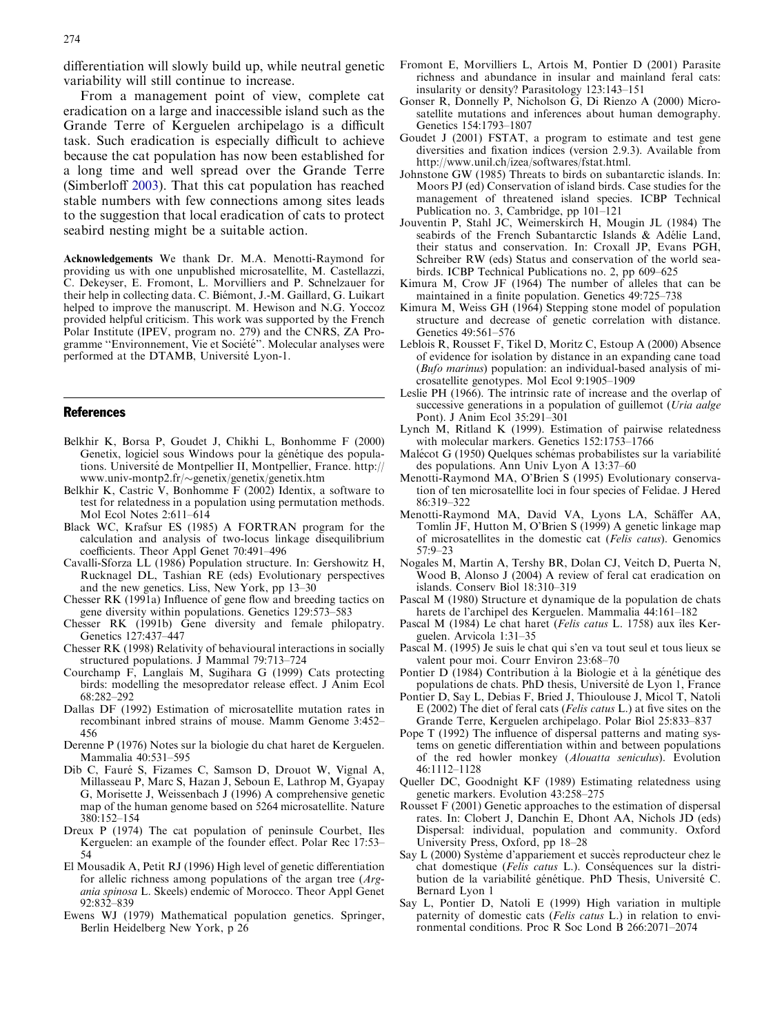differentiation will slowly build up, while neutral genetic variability will still continue to increase.

From a management point of view, complete cat eradication on a large and inaccessible island such as the Grande Terre of Kerguelen archipelago is a difficult task. Such eradication is especially difficult to achieve because the cat population has now been established for a long time and well spread over the Grande Terre (Simberloff 2003). That this cat population has reached stable numbers with few connections among sites leads to the suggestion that local eradication of cats to protect seabird nesting might be a suitable action.

**Acknowledgements** We thank Dr. M.A. Menotti-Raymond for providing us with one unpublished microsatellite, M. Castellazzi, C. Dekeyser, E. Fromont, L. Morvilliers and P. Schnelzauer for their help in collecting data. C. Biémont, J.-M. Gaillard, G. Luikart helped to improve the manuscript. M. Hewison and N.G. Yoccoz provided helpful criticism. This work was supported by the French Polar Institute (IPEV, program no. 279) and the CNRS, ZA Programme "Environnement, Vie et Société". Molecular analyses were performed at the DTAMB, Université Lyon-1.

## References

Belkhir K, Borsa P, Goudet J, Chikhi L, Bonhomme F (2000) Genetix, logiciel sous Windows pour la génétique des populations. Université de Montpellier II, Montpellier, France. http://www.univ-montp2.fr/~genetix/genetix/genetix.htm

Belkhir K, Castric V, Bonhomme F (2002) Identix, a software to test for relatedness in a population using permutation methods. Mol Ecol Notes 2:611–614

Black WC, Krafsur ES (1985) A FORTRAN program for the calculation and analysis of two-locus linkage disequilibrium coefficients. Theor Appl Genet 70:491–496

Cavalli-Sforza LL (1986) Population structure. In: Gershowitz H, Rucknagel DL, Tashian RE (eds) Evolutionary perspectives and the new genetics. Liss, New York, pp 13–30

Chesser RK (1991a) Influence of gene flow and breeding tactics on gene diversity within populations. Genetics 129:573–583

Chesser RK (1991b) Gene diversity and female philopatry. Genetics 127:437–447

Chesser RK (1998) Relativity of behavioural interactions in socially structured populations. J Mammal 79:713–724

Courchamp F, Langlais M, Sugihara G (1999) Cats protecting birds: modelling the mesopredator release effect. J Anim Ecol 68:282–292

Dallas DF (1992) Estimation of microsatellite mutation rates in recombinant inbred strains of mouse. Mamm Genome 3:452–456

Derenne P (1976) Notes sur la biologie du chat haret de Kerguelen. Mammalia 40:531–595

Dib C, Fauré S, Fizames C, Samson D, Drouot W, Vignal A, Millasseau P, Marc S, Hazan J, Seboun E, Lathrop M, Gyapay G, Morisette J, Weissenbach J (1996) A comprehensive genetic map of the human genome based on 5264 microsatellite. Nature 380:152–154

Dreux P (1974) The cat population of peninsule Courbet, Iles Kerguelen: an example of the founder effect. Polar Rec 17:53–54

El Mousadik A, Petit RJ (1996) High level of genetic differentiation for allelic richness among populations of the argan tree (*Argania spinosa* L. Skeels) endemic of Morocco. Theor Appl Genet 92:832–839

Ewens WJ (1979) Mathematical population genetics. Springer, Berlin Heidelberg New York, p 26

Fromont E, Morvilliers L, Artois M, Pontier D (2001) Parasite richness and abundance in insular and mainland feral cats: insularity or density? Parasitology 123:143–151

Gonser R, Donnelly P, Nicholson G, Di Rienzo A (2000) Microsatellite mutations and inferences about human demography. Genetics 154:1793–1807

Goudet J (2001) FSTAT, a program to estimate and test gene diversities and fixation indices (version 2.9.3). Available from http://www.unil.ch/izea/softwares/fstat.html.

Johnstone GW (1985) Threats to birds on subantarctic islands. In: Moors PJ (ed) Conservation of island birds. Case studies for the management of threatened island species. ICBP Technical Publication no. 3, Cambridge, pp 101–121

Jouventin P, Stahl JC, Weimerskirch H, Mougin JL (1984) The seabirds of the French Subantarctic Islands & Adélie Land, their status and conservation. In: Croxall JP, Evans PGH, Schreiber RW (eds) Status and conservation of the world seabirds. ICBP Technical Publications no. 2, pp 609–625

Kimura M, Crow JF (1964) The number of alleles that can be maintained in a finite population. Genetics 49:725–738

Kimura M, Weiss GH (1964) Stepping stone model of population structure and decrease of genetic correlation with distance. Genetics 49:561–576

Leblois R, Rousset F, Tikel D, Moritz C, Estoup A (2000) Absence of evidence for isolation by distance in an expanding cane toad (*Bufo marinus*) population: an individual-based analysis of microsatellite genotypes. Mol Ecol 9:1905–1909

Leslie PH (1966). The intrinsic rate of increase and the overlap of successive generations in a population of guillemot (*Uria aalge* Pont). J Anim Ecol 35:291–301

Lynch M, Ritland K (1999). Estimation of pairwise relatedness with molecular markers. Genetics 152:1753–1766

Malécot G (1950) Quelques schémas probabilistes sur la variabilité des populations. Ann Univ Lyon A 13:37–60

Menotti-Raymond MA, O'Brien S (1995) Evolutionary conservation of ten microsatellite loci in four species of Felidae. J Hered 86:319–322

Menotti-Raymond MA, David VA, Lyons LA, Schäffer AA, Tomlin JF, Hutton M, O'Brien S (1999) A genetic linkage map of microsatellites in the domestic cat (*Felis catus*). Genomics 57:9–23

Nogales M, Martin A, Tershy BR, Dolan CJ, Veitch D, Puerta N, Wood B, Alonso J (2004) A review of feral cat eradication on islands. Conserv Biol 18:310–319

Pascal M (1980) Structure et dynamique de la population de chats harets de l'archipel des Kerguelen. Mammalia 44:161–182

Pascal M (1984) Le chat haret (*Felis catus* L. 1758) aux îles Kerguelen. Arvicola 1:31–35

Pascal M. (1995) Je suis le chat qui s'en va tout seul et tous lieux se valent pour moi. Courr Environ 23:68–70

Pontier D (1984) Contribution à la Biologie et à la génétique des populations de chats. PhD thesis, Université de Lyon 1, France

Pontier D, Say L, Debias F, Bried J, Thioulouse J, Micol T, Natoli E (2002) The diet of feral cats (*Felis catus* L.) at five sites on the Grande Terre, Kerguelen archipelago. Polar Biol 25:833–837

Pope T (1992) The influence of dispersal patterns and mating systems on genetic differentiation within and between populations of the red howler monkey (*Alouatta seniculus*). Evolution 46:1112–1128

Queller DC, Goodnight KF (1989) Estimating relatedness using genetic markers. Evolution 43:258–275

Rousset F (2001) Genetic approaches to the estimation of dispersal rates. In: Clobert J, Danchin E, Dhont AA, Nichols JD (eds) Dispersal: individual, population and community. Oxford University Press, Oxford, pp 18–28

Say L (2000) Système d'appariement et succès reproducteur chez le chat domestique (*Felis catus* L.). Conséquences sur la distribution de la variabilité génétique. PhD Thesis, Université C. Bernard Lyon 1

Say L, Pontier D, Natoli E (1999) High variation in multiple paternity of domestic cats (*Felis catus* L.) in relation to environmental conditions. Proc R Soc Lond B 266:2071–2074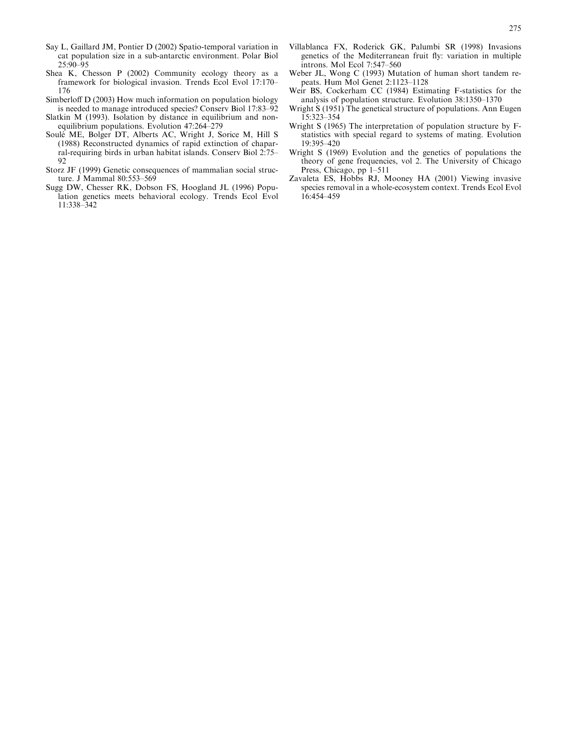Say L, Gaillard JM, Pontier D (2002) Spatio-temporal variation in cat population size in a sub-antarctic environment. Polar Biol 25:90–95

Shea K, Chesson P (2002) Community ecology theory as a framework for biological invasion. Trends Ecol Evol 17:170–176

Simberloff D (2003) How much information on population biology is needed to manage introduced species? Conserv Biol 17:83–92

Slatkin M (1993). Isolation by distance in equilibrium and non-equilibrium populations. Evolution 47:264–279

Soulé ME, Bolger DT, Alberts AC, Wright J, Sorice M, Hill S (1988) Reconstructed dynamics of rapid extinction of chaparral-requiring birds in urban habitat islands. Conserv Biol 2:75–92

Storz JF (1999) Genetic consequences of mammalian social structure. J Mammal 80:553–569

Sugg DW, Chesser RK, Dobson FS, Hoogland JL (1996) Population genetics meets behavioral ecology. Trends Ecol Evol 11:338–342

Villablanca FX, Roderick GK, Palumbi SR (1998) Invasions genetics of the Mediterranean fruit fly: variation in multiple introns. Mol Ecol 7:547–560

Weber JL, Wong C (1993) Mutation of human short tandem repeats. Hum Mol Genet 2:1123–1128

Weir BS, Cockerham CC (1984) Estimating F-statistics for the analysis of population structure. Evolution 38:1350–1370

Wright S (1951) The genetical structure of populations. Ann Eugen 15:323–354

Wright S (1965) The interpretation of population structure by F-statistics with special regard to systems of mating. Evolution 19:395–420

Wright S (1969) Evolution and the genetics of populations the theory of gene frequencies, vol 2. The University of Chicago Press, Chicago, pp 1–511

Zavaleta ES, Hobbs RJ, Mooney HA (2001) Viewing invasive species removal in a whole-ecosystem context. Trends Ecol Evol 16:454–459